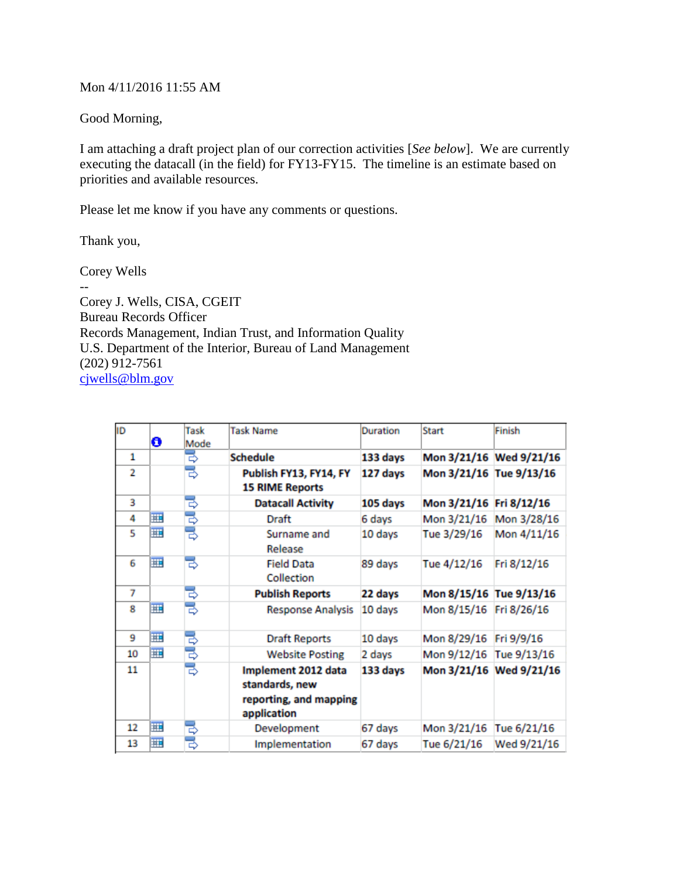Mon 4/11/2016 11:55 AM

Good Morning,

I am attaching a draft project plan of our correction activities [*See below*]. We are currently executing the datacall (in the field) for FY13-FY15. The timeline is an estimate based on priorities and available resources.

Please let me know if you have any comments or questions.

Thank you,

Corey Wells

--

Corey J. Wells, CISA, CGEIT
Bureau Records Officer
Records Management, Indian Trust, and Information Quality
U.S. Department of the Interior, Bureau of Land Management
(202) 912-7561
[cjwells@blm.gov](mailto:cjwells@blm.gov)

| ID | ℹ | Task Mode | Task Name | Duration | Start | Finish |
|---|---|---|---|---|---|---|
| 1 | | | **Schedule** | **133 days** | **Mon 3/21/16** | **Wed 9/21/16** |
| 2 | | | **Publish FY13, FY14, FY 15 RIME Reports** | **127 days** | **Mon 3/21/16** | **Tue 9/13/16** |
| 3 | | | **Datacall Activity** | **105 days** | **Mon 3/21/16** | **Fri 8/12/16** |
| 4 | | | Draft | 6 days | Mon 3/21/16 | Mon 3/28/16 |
| 5 | | | Surname and Release | 10 days | Tue 3/29/16 | Mon 4/11/16 |
| 6 | | | Field Data Collection | 89 days | Tue 4/12/16 | Fri 8/12/16 |
| 7 | | | **Publish Reports** | **22 days** | **Mon 8/15/16** | **Tue 9/13/16** |
| 8 | | | Response Analysis | 10 days | Mon 8/15/16 | Fri 8/26/16 |
| 9 | | | Draft Reports | 10 days | Mon 8/29/16 | Fri 9/9/16 |
| 10 | | | Website Posting | 2 days | Mon 9/12/16 | Tue 9/13/16 |
| 11 | | | **Implement 2012 data standards, new reporting, and mapping application** | **133 days** | **Mon 3/21/16** | **Wed 9/21/16** |
| 12 | | | Development | 67 days | Mon 3/21/16 | Tue 6/21/16 |
| 13 | | | Implementation | 67 days | Tue 6/21/16 | Wed 9/21/16 |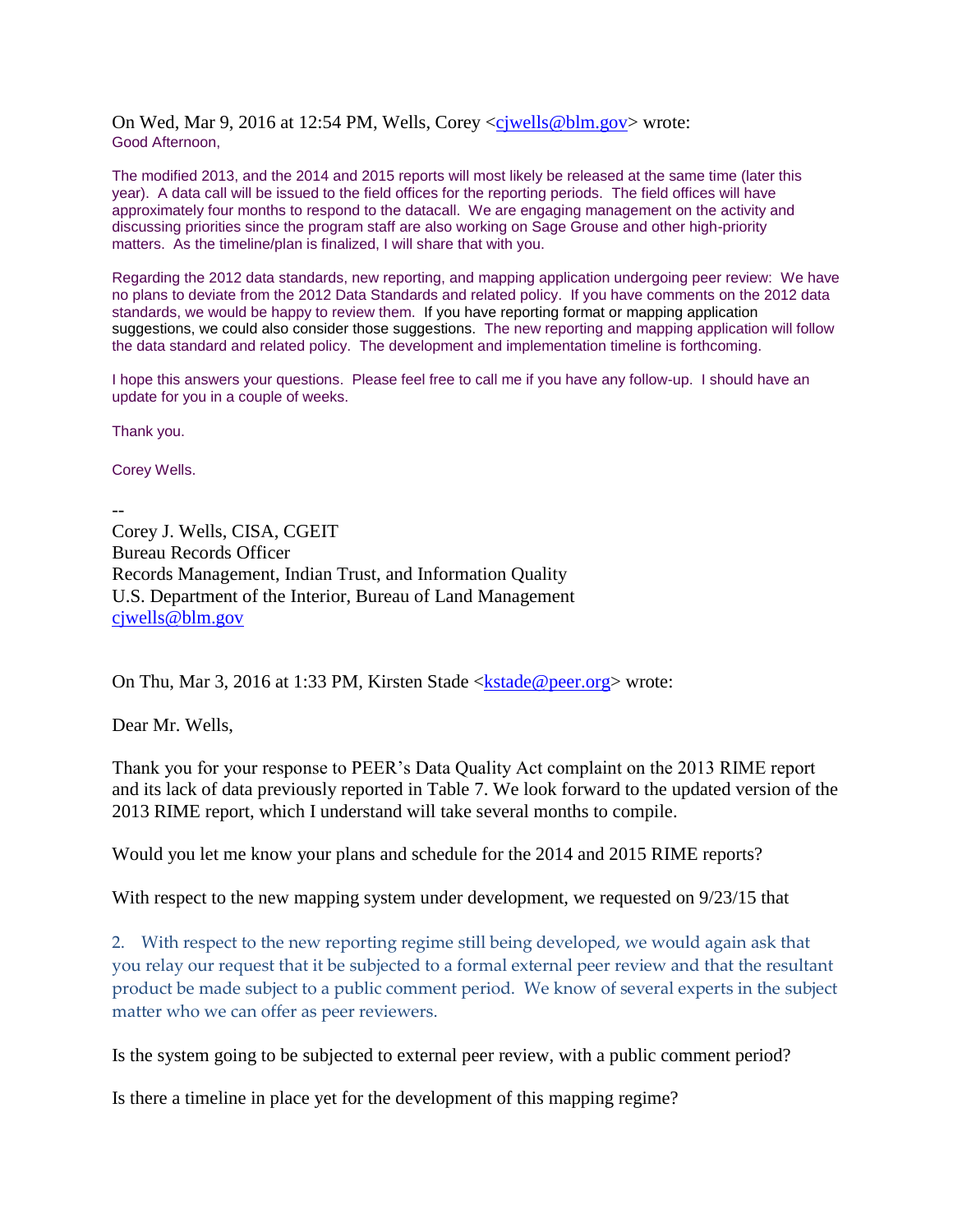On Wed, Mar 9, 2016 at 12:54 PM, Wells, Corey <cjwells@blm.gov> wrote:
Good Afternoon,

The modified 2013, and the 2014 and 2015 reports will most likely be released at the same time (later this year). A data call will be issued to the field offices for the reporting periods. The field offices will have approximately four months to respond to the datacall. We are engaging management on the activity and discussing priorities since the program staff are also working on Sage Grouse and other high-priority matters. As the timeline/plan is finalized, I will share that with you.

Regarding the 2012 data standards, new reporting, and mapping application undergoing peer review: We have no plans to deviate from the 2012 Data Standards and related policy. If you have comments on the 2012 data standards, we would be happy to review them. If you have reporting format or mapping application suggestions, we could also consider those suggestions. The new reporting and mapping application will follow the data standard and related policy. The development and implementation timeline is forthcoming.

I hope this answers your questions. Please feel free to call me if you have any follow-up. I should have an update for you in a couple of weeks.

Thank you.

Corey Wells.

--
Corey J. Wells, CISA, CGEIT
Bureau Records Officer
Records Management, Indian Trust, and Information Quality
U.S. Department of the Interior, Bureau of Land Management
cjwells@blm.gov

On Thu, Mar 3, 2016 at 1:33 PM, Kirsten Stade <kstade@peer.org> wrote:

Dear Mr. Wells,

Thank you for your response to PEER's Data Quality Act complaint on the 2013 RIME report and its lack of data previously reported in Table 7. We look forward to the updated version of the 2013 RIME report, which I understand will take several months to compile.

Would you let me know your plans and schedule for the 2014 and 2015 RIME reports?

With respect to the new mapping system under development, we requested on 9/23/15 that

2. With respect to the new reporting regime still being developed, we would again ask that you relay our request that it be subjected to a formal external peer review and that the resultant product be made subject to a public comment period. We know of several experts in the subject matter who we can offer as peer reviewers.

Is the system going to be subjected to external peer review, with a public comment period?

Is there a timeline in place yet for the development of this mapping regime?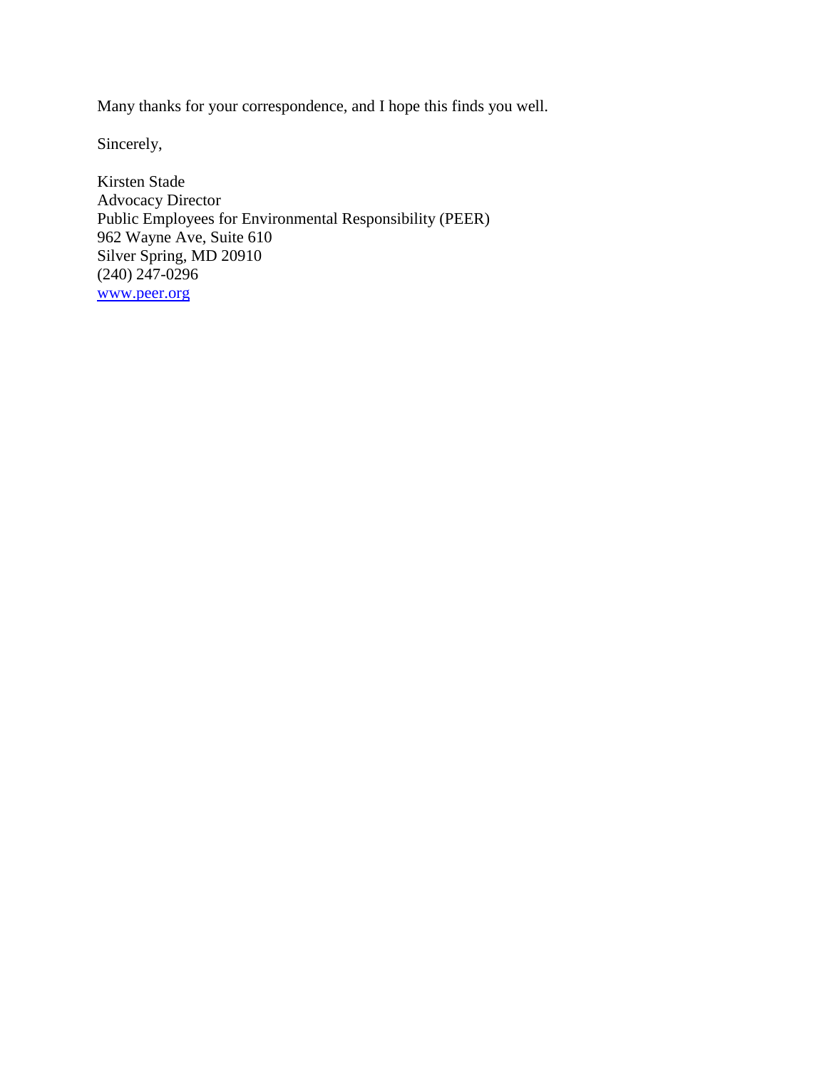Many thanks for your correspondence, and I hope this finds you well.

Sincerely,

Kirsten Stade  
Advocacy Director  
Public Employees for Environmental Responsibility (PEER)  
962 Wayne Ave, Suite 610  
Silver Spring, MD 20910  
(240) 247-0296  
[www.peer.org](http://www.peer.org)